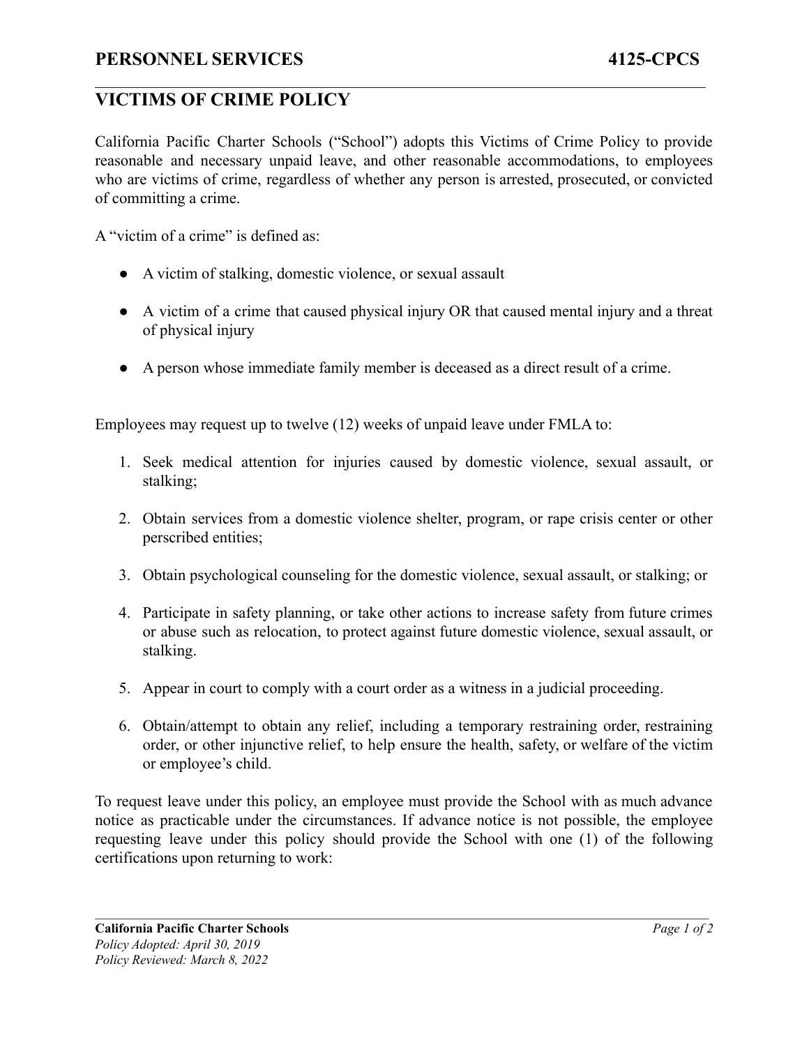**PERSONNEL SERVICES** **4125-CPCS**

## VICTIMS OF CRIME POLICY

California Pacific Charter Schools ("School") adopts this Victims of Crime Policy to provide reasonable and necessary unpaid leave, and other reasonable accommodations, to employees who are victims of crime, regardless of whether any person is arrested, prosecuted, or convicted of committing a crime.

A "victim of a crime" is defined as:

- A victim of stalking, domestic violence, or sexual assault
- A victim of a crime that caused physical injury OR that caused mental injury and a threat of physical injury
- A person whose immediate family member is deceased as a direct result of a crime.

Employees may request up to twelve (12) weeks of unpaid leave under FMLA to:

1. Seek medical attention for injuries caused by domestic violence, sexual assault, or stalking;
2. Obtain services from a domestic violence shelter, program, or rape crisis center or other perscribed entities;
3. Obtain psychological counseling for the domestic violence, sexual assault, or stalking; or
4. Participate in safety planning, or take other actions to increase safety from future crimes or abuse such as relocation, to protect against future domestic violence, sexual assault, or stalking.
5. Appear in court to comply with a court order as a witness in a judicial proceeding.
6. Obtain/attempt to obtain any relief, including a temporary restraining order, restraining order, or other injunctive relief, to help ensure the health, safety, or welfare of the victim or employee's child.

To request leave under this policy, an employee must provide the School with as much advance notice as practicable under the circumstances. If advance notice is not possible, the employee requesting leave under this policy should provide the School with one (1) of the following certifications upon returning to work:

**California Pacific Charter Schools**
*Policy Adopted: April 30, 2019*
*Policy Reviewed: March 8, 2022*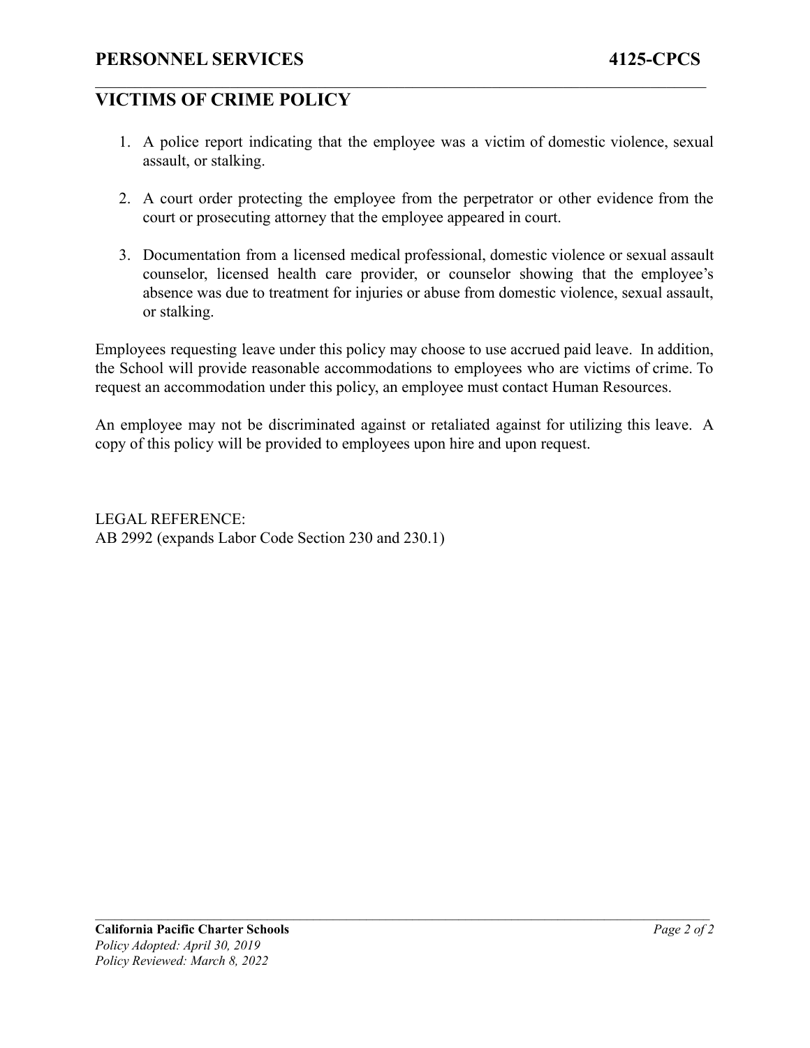1. A police report indicating that the employee was a victim of domestic violence, sexual assault, or stalking.

2. A court order protecting the employee from the perpetrator or other evidence from the court or prosecuting attorney that the employee appeared in court.

3. Documentation from a licensed medical professional, domestic violence or sexual assault counselor, licensed health care provider, or counselor showing that the employee's absence was due to treatment for injuries or abuse from domestic violence, sexual assault, or stalking.

Employees requesting leave under this policy may choose to use accrued paid leave. In addition, the School will provide reasonable accommodations to employees who are victims of crime. To request an accommodation under this policy, an employee must contact Human Resources.

An employee may not be discriminated against or retaliated against for utilizing this leave. A copy of this policy will be provided to employees upon hire and upon request.

LEGAL REFERENCE:
AB 2992 (expands Labor Code Section 230 and 230.1)

**California Pacific Charter Schools**
*Policy Adopted: April 30, 2019*
*Policy Reviewed: March 8, 2022*